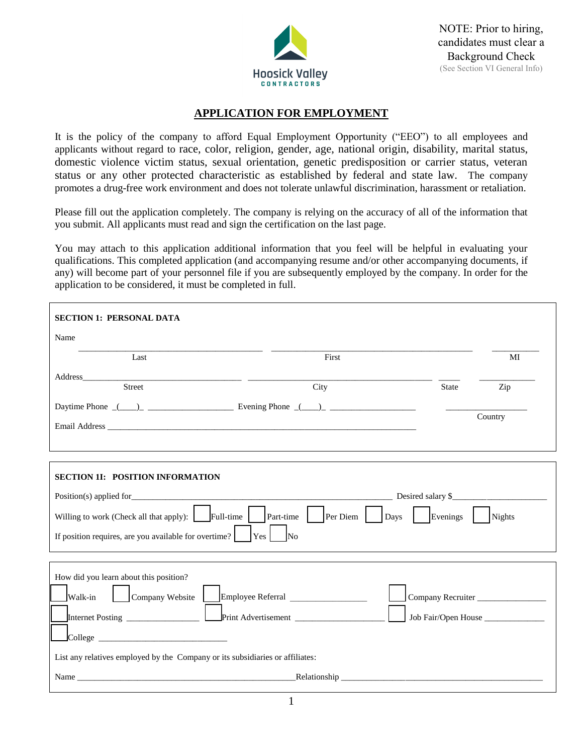Hoosick Valley CONTRACTORS

NOTE: Prior to hiring, candidates must clear a Background Check
(See Section VI General Info)

## APPLICATION FOR EMPLOYMENT

It is the policy of the company to afford Equal Employment Opportunity ("EEO") to all employees and applicants without regard to race, color, religion, gender, age, national origin, disability, marital status, domestic violence victim status, sexual orientation, genetic predisposition or carrier status, veteran status or any other protected characteristic as established by federal and state law. The company promotes a drug-free work environment and does not tolerate unlawful discrimination, harassment or retaliation.

Please fill out the application completely. The company is relying on the accuracy of all of the information that you submit. All applicants must read and sign the certification on the last page.

You may attach to this application additional information that you feel will be helpful in evaluating your qualifications. This completed application (and accompanying resume and/or other accompanying documents, if any) will become part of your personnel file if you are subsequently employed by the company. In order for the application to be considered, it must be completed in full.

### SECTION 1: PERSONAL DATA

Name

___________________ Last ___________________ First ______ MI

Address___________________ Street ___________________ City _____ State __________ Zip

Daytime Phone _(___)_ _______________ Evening Phone _(___)_ _______________ _______________ Country

Email Address ___________________________________________

### SECTION 1I: POSITION INFORMATION

Position(s) applied for___________________________________ Desired salary $_______________

Willing to work (Check all that apply): ☐ Full-time ☐ Part-time ☐ Per Diem ☐ Days ☐ Evenings ☐ Nights

If position requires, are you available for overtime? ☐ Yes ☐ No

How did you learn about this position?

☐ Walk-in ☐ Company Website ☐ Employee Referral _______________ ☐ Company Recruiter _______________

☐ Internet Posting _______________ ☐ Print Advertisement _______________ ☐ Job Fair/Open House _______________

☐ College _______________________

List any relatives employed by the Company or its subsidiaries or affiliates:

Name _________________________________ Relationship _________________________________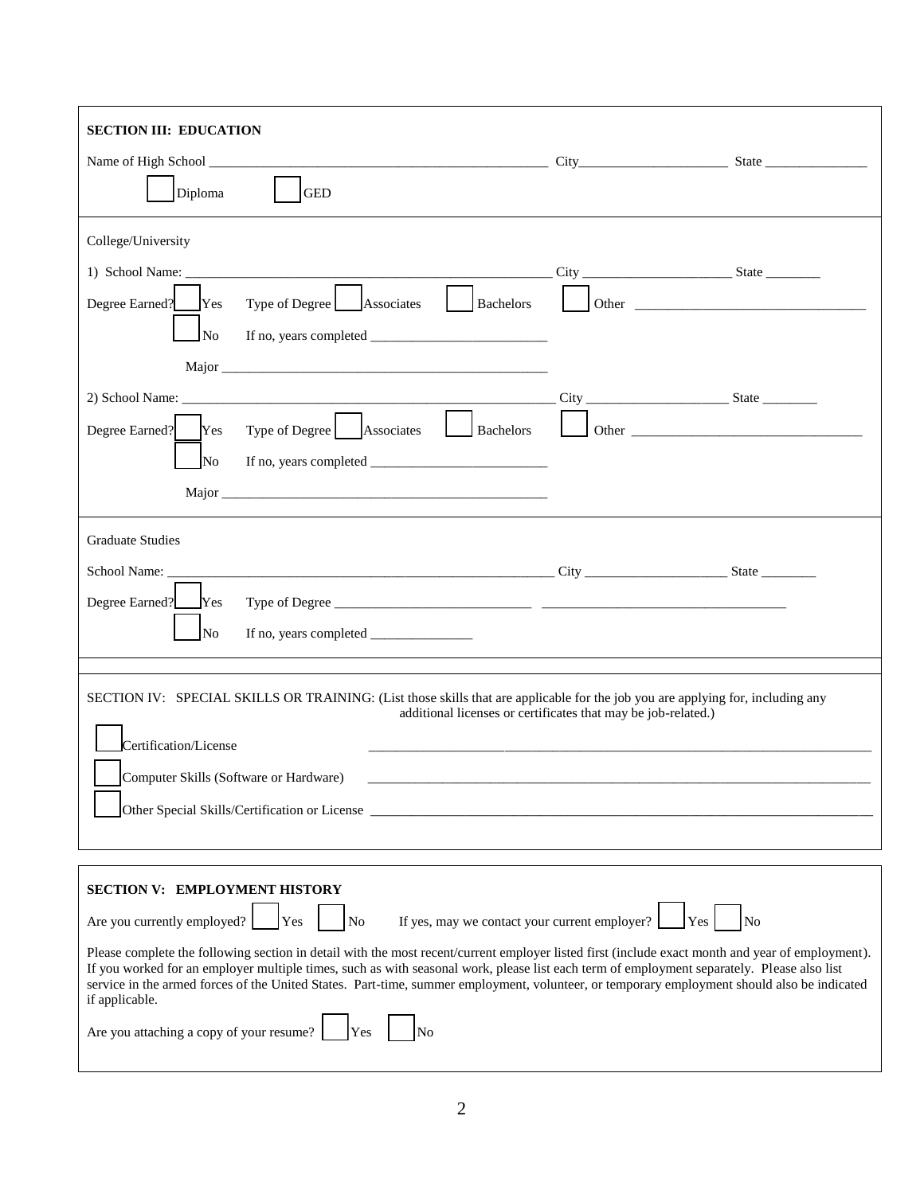## SECTION III: EDUCATION

Name of High School ______________________________________________ City____________________ State ______________

☐ Diploma ☐ GED

College/University

1) School Name: ________________________________________________ City ____________________ State ________

Degree Earned? ☐ Yes Type of Degree ☐ Associates ☐ Bachelors ☐ Other ________________________________

☐ No If no, years completed ________________________

Major ______________________________________________

2) School Name: ________________________________________________ City ____________________ State ________

Degree Earned? ☐ Yes Type of Degree ☐ Associates ☐ Bachelors ☐ Other ________________________________

☐ No If no, years completed ________________________

Major ______________________________________________

Graduate Studies

School Name: ________________________________________________ City ____________________ State ________

Degree Earned? ☐ Yes Type of Degree ____________________________ __________________________________

☐ No If no, years completed ______________

SECTION IV: SPECIAL SKILLS OR TRAINING: (List those skills that are applicable for the job you are applying for, including any additional licenses or certificates that may be job-related.)

☐ Certification/License ________________________________________________________________________

☐ Computer Skills (Software or Hardware) ________________________________________________________________________

☐ Other Special Skills/Certification or License ________________________________________________________________________

## SECTION V: EMPLOYMENT HISTORY

Are you currently employed? ☐ Yes ☐ No If yes, may we contact your current employer? ☐ Yes ☐ No

Please complete the following section in detail with the most recent/current employer listed first (include exact month and year of employment). If you worked for an employer multiple times, such as with seasonal work, please list each term of employment separately. Please also list service in the armed forces of the United States. Part-time, summer employment, volunteer, or temporary employment should also be indicated if applicable.

Are you attaching a copy of your resume? ☐ Yes ☐ No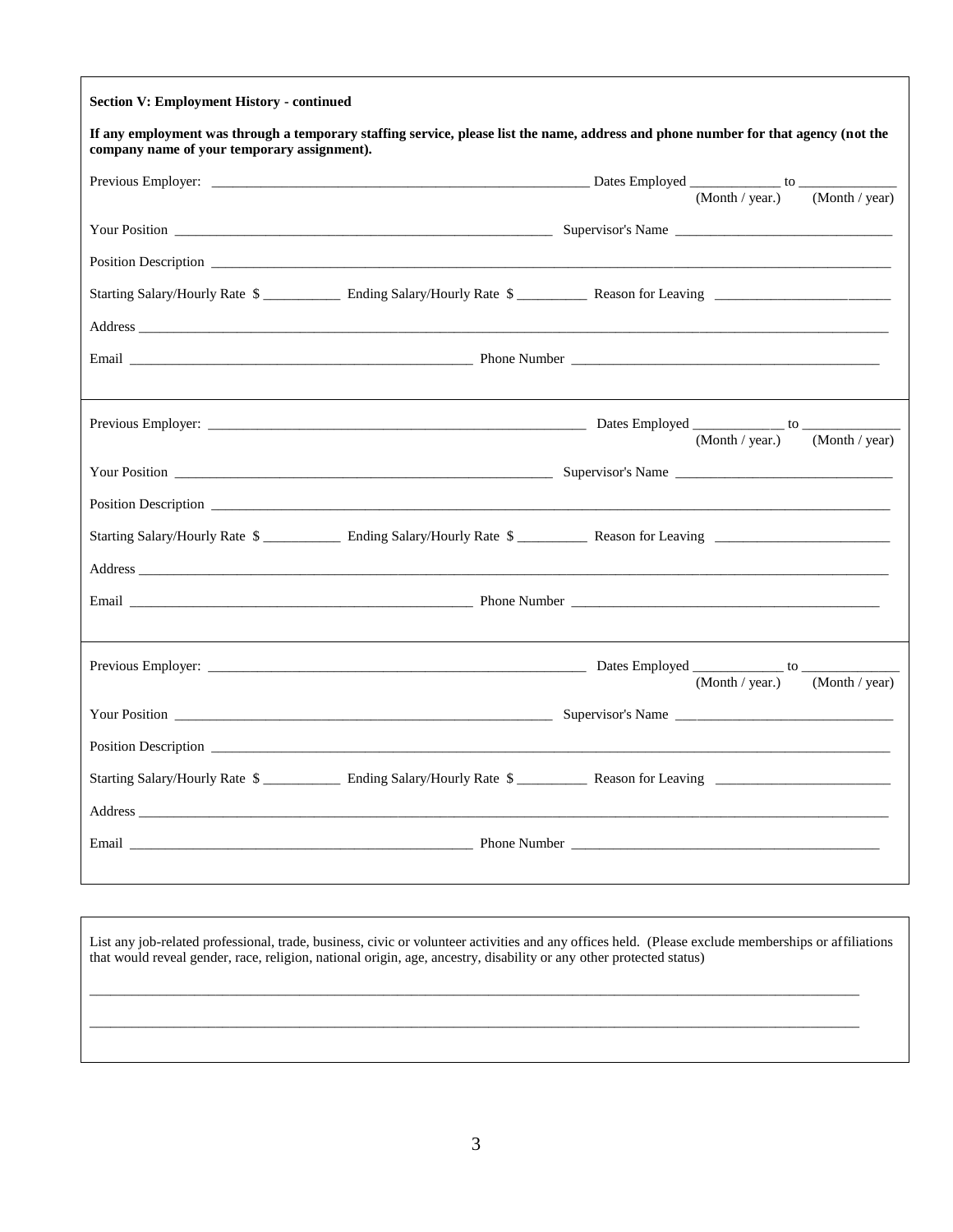**Section V: Employment History - continued**

**If any employment was through a temporary staffing service, please list the name, address and phone number for that agency (not the company name of your temporary assignment).**

Previous Employer: ______________________________________________ Dates Employed ____________ to ______________
(Month / year.) (Month / year)

Your Position ______________________________________________ Supervisor's Name ______________________________

Position Description ______________________________________________________________________________________

Starting Salary/Hourly Rate $ __________ Ending Salary/Hourly Rate $ __________ Reason for Leaving ________________________

Address __________________________________________________________________________________________

Email ______________________________________________ Phone Number ___________________________________________

---

Previous Employer: ______________________________________________ Dates Employed ____________ to ______________
(Month / year.) (Month / year)

Your Position ______________________________________________ Supervisor's Name ______________________________

Position Description ______________________________________________________________________________________

Starting Salary/Hourly Rate $ __________ Ending Salary/Hourly Rate $ __________ Reason for Leaving ________________________

Address __________________________________________________________________________________________

Email ______________________________________________ Phone Number ___________________________________________

---

Previous Employer: ______________________________________________ Dates Employed ____________ to ______________
(Month / year.) (Month / year)

Your Position ______________________________________________ Supervisor's Name ______________________________

Position Description ______________________________________________________________________________________

Starting Salary/Hourly Rate $ __________ Ending Salary/Hourly Rate $ __________ Reason for Leaving ________________________

Address __________________________________________________________________________________________

Email ______________________________________________ Phone Number ___________________________________________

---

List any job-related professional, trade, business, civic or volunteer activities and any offices held. (Please exclude memberships or affiliations that would reveal gender, race, religion, national origin, age, ancestry, disability or any other protected status)

__________________________________________________________________________________________________________

__________________________________________________________________________________________________________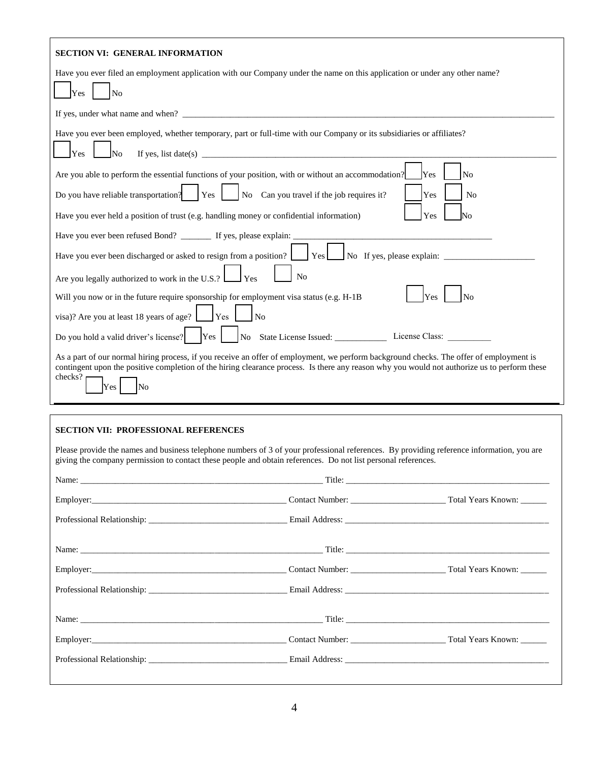## SECTION VI: GENERAL INFORMATION

Have you ever filed an employment application with our Company under the name on this application or under any other name?

☐ Yes ☐ No

If yes, under what name and when? ______________________________________________________________________________

Have you ever been employed, whether temporary, part or full-time with our Company or its subsidiaries or affiliates?

☐ Yes ☐ No If yes, list date(s) ______________________________________________________________________________

Are you able to perform the essential functions of your position, with or without an accommodation? ☐ Yes ☐ No

Do you have reliable transportation? ☐ Yes ☐ No Can you travel if the job requires it? ☐ Yes ☐ No

Have you ever held a position of trust (e.g. handling money or confidential information) ☐ Yes ☐ No

Have you ever been refused Bond? _______ If yes, please explain: ____________________________________________

Have you ever been discharged or asked to resign from a position? ☐ Yes ☐ No If yes, please explain: ____________________

Are you legally authorized to work in the U.S.? ☐ Yes ☐ No

Will you now or in the future require sponsorship for employment visa status (e.g. H-1B visa)? ☐ Yes ☐ No

Are you at least 18 years of age? ☐ Yes ☐ No

Do you hold a valid driver's license? ☐ Yes ☐ No State License Issued: ____________ License Class: __________

As a part of our normal hiring process, if you receive an offer of employment, we perform background checks. The offer of employment is contingent upon the positive completion of the hiring clearance process. Is there any reason why you would not authorize us to perform these checks?

☐ Yes ☐ No

## SECTION VII: PROFESSIONAL REFERENCES

Please provide the names and business telephone numbers of 3 of your professional references. By providing reference information, you are giving the company permission to contact these people and obtain references. Do not list personal references.

Name: ___________________________________________________________ Title: ________________________________________________

Employer: _______________________________________________ Contact Number: _____________________ Total Years Known: ______

Professional Relationship: _______________________________ Email Address: ________________________________________________

Name: ___________________________________________________________ Title: ________________________________________________

Employer: _______________________________________________ Contact Number: _____________________ Total Years Known: ______

Professional Relationship: _______________________________ Email Address: ________________________________________________

Name: ___________________________________________________________ Title: ________________________________________________

Employer: _______________________________________________ Contact Number: _____________________ Total Years Known: ______

Professional Relationship: _______________________________ Email Address: ________________________________________________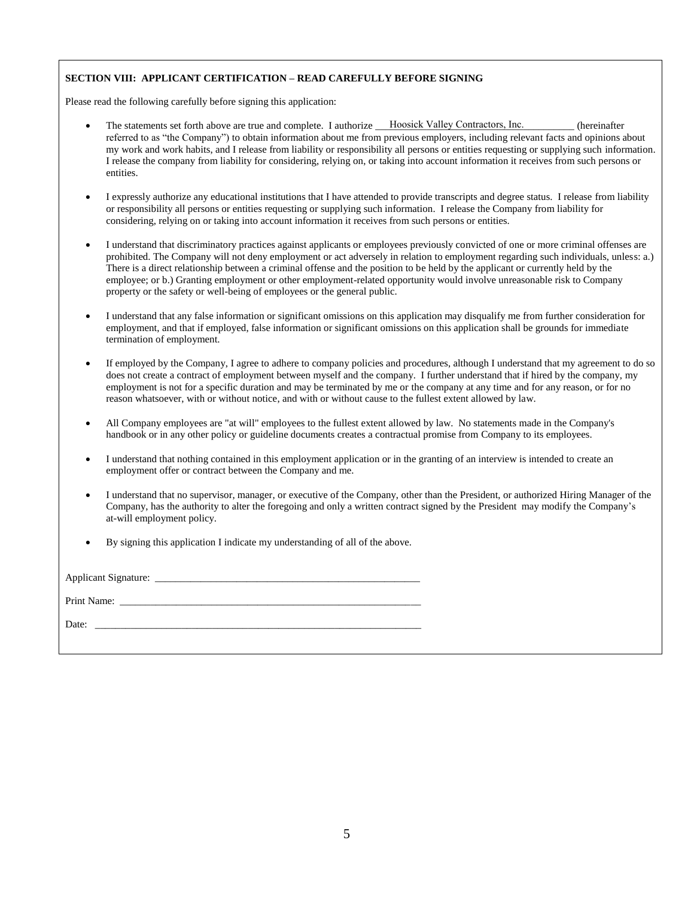**SECTION VIII: APPLICANT CERTIFICATION – READ CAREFULLY BEFORE SIGNING**

Please read the following carefully before signing this application:

- The statements set forth above are true and complete. I authorize \_\_\_Hoosick Valley Contractors, Inc.\_\_\_\_\_\_\_\_\_\_ (hereinafter referred to as "the Company") to obtain information about me from previous employers, including relevant facts and opinions about my work and work habits, and I release from liability or responsibility all persons or entities requesting or supplying such information. I release the company from liability for considering, relying on, or taking into account information it receives from such persons or entities.

- I expressly authorize any educational institutions that I have attended to provide transcripts and degree status. I release from liability or responsibility all persons or entities requesting or supplying such information. I release the Company from liability for considering, relying on or taking into account information it receives from such persons or entities.

- I understand that discriminatory practices against applicants or employees previously convicted of one or more criminal offenses are prohibited. The Company will not deny employment or act adversely in relation to employment regarding such individuals, unless: a.) There is a direct relationship between a criminal offense and the position to be held by the applicant or currently held by the employee; or b.) Granting employment or other employment-related opportunity would involve unreasonable risk to Company property or the safety or well-being of employees or the general public.

- I understand that any false information or significant omissions on this application may disqualify me from further consideration for employment, and that if employed, false information or significant omissions on this application shall be grounds for immediate termination of employment.

- If employed by the Company, I agree to adhere to company policies and procedures, although I understand that my agreement to do so does not create a contract of employment between myself and the company. I further understand that if hired by the company, my employment is not for a specific duration and may be terminated by me or the company at any time and for any reason, or for no reason whatsoever, with or without notice, and with or without cause to the fullest extent allowed by law.

- All Company employees are "at will" employees to the fullest extent allowed by law. No statements made in the Company's handbook or in any other policy or guideline documents creates a contractual promise from Company to its employees.

- I understand that nothing contained in this employment application or in the granting of an interview is intended to create an employment offer or contract between the Company and me.

- I understand that no supervisor, manager, or executive of the Company, other than the President, or authorized Hiring Manager of the Company, has the authority to alter the foregoing and only a written contract signed by the President may modify the Company's at-will employment policy.

- By signing this application I indicate my understanding of all of the above.

Applicant Signature: \_\_\_\_\_\_\_\_\_\_\_\_\_\_\_\_\_\_\_\_\_\_\_\_\_\_\_\_\_\_\_\_\_\_\_\_\_\_\_\_\_\_\_\_\_\_\_\_\_\_\_

Print Name: \_\_\_\_\_\_\_\_\_\_\_\_\_\_\_\_\_\_\_\_\_\_\_\_\_\_\_\_\_\_\_\_\_\_\_\_\_\_\_\_\_\_\_\_\_\_\_\_\_\_\_\_\_\_\_\_\_\_

Date: \_\_\_\_\_\_\_\_\_\_\_\_\_\_\_\_\_\_\_\_\_\_\_\_\_\_\_\_\_\_\_\_\_\_\_\_\_\_\_\_\_\_\_\_\_\_\_\_\_\_\_\_\_\_\_\_\_\_\_\_\_\_